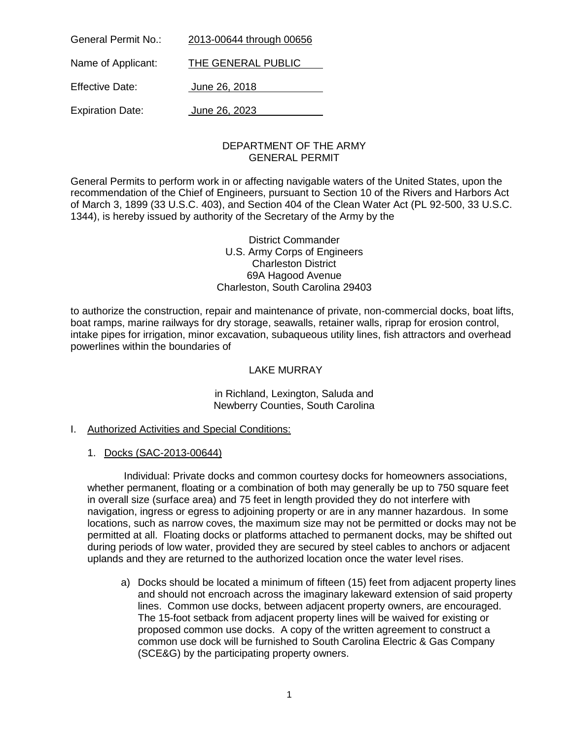General Permit No.: 2013-00644 through 00656

Name of Applicant: THE GENERAL PUBLIC

Effective Date: June 26, 2018

Expiration Date: June 26, 2023

# DEPARTMENT OF THE ARMY
# GENERAL PERMIT

General Permits to perform work in or affecting navigable waters of the United States, upon the recommendation of the Chief of Engineers, pursuant to Section 10 of the Rivers and Harbors Act of March 3, 1899 (33 U.S.C. 403), and Section 404 of the Clean Water Act (PL 92-500, 33 U.S.C. 1344), is hereby issued by authority of the Secretary of the Army by the

District Commander
U.S. Army Corps of Engineers
Charleston District
69A Hagood Avenue
Charleston, South Carolina 29403

to authorize the construction, repair and maintenance of private, non-commercial docks, boat lifts, boat ramps, marine railways for dry storage, seawalls, retainer walls, riprap for erosion control, intake pipes for irrigation, minor excavation, subaqueous utility lines, fish attractors and overhead powerlines within the boundaries of

LAKE MURRAY

in Richland, Lexington, Saluda and Newberry Counties, South Carolina

## I. Authorized Activities and Special Conditions:

### 1. Docks (SAC-2013-00644)

Individual: Private docks and common courtesy docks for homeowners associations, whether permanent, floating or a combination of both may generally be up to 750 square feet in overall size (surface area) and 75 feet in length provided they do not interfere with navigation, ingress or egress to adjoining property or are in any manner hazardous. In some locations, such as narrow coves, the maximum size may not be permitted or docks may not be permitted at all. Floating docks or platforms attached to permanent docks, may be shifted out during periods of low water, provided they are secured by steel cables to anchors or adjacent uplands and they are returned to the authorized location once the water level rises.

a) Docks should be located a minimum of fifteen (15) feet from adjacent property lines and should not encroach across the imaginary lakeward extension of said property lines. Common use docks, between adjacent property owners, are encouraged. The 15-foot setback from adjacent property lines will be waived for existing or proposed common use docks. A copy of the written agreement to construct a common use dock will be furnished to South Carolina Electric & Gas Company (SCE&G) by the participating property owners.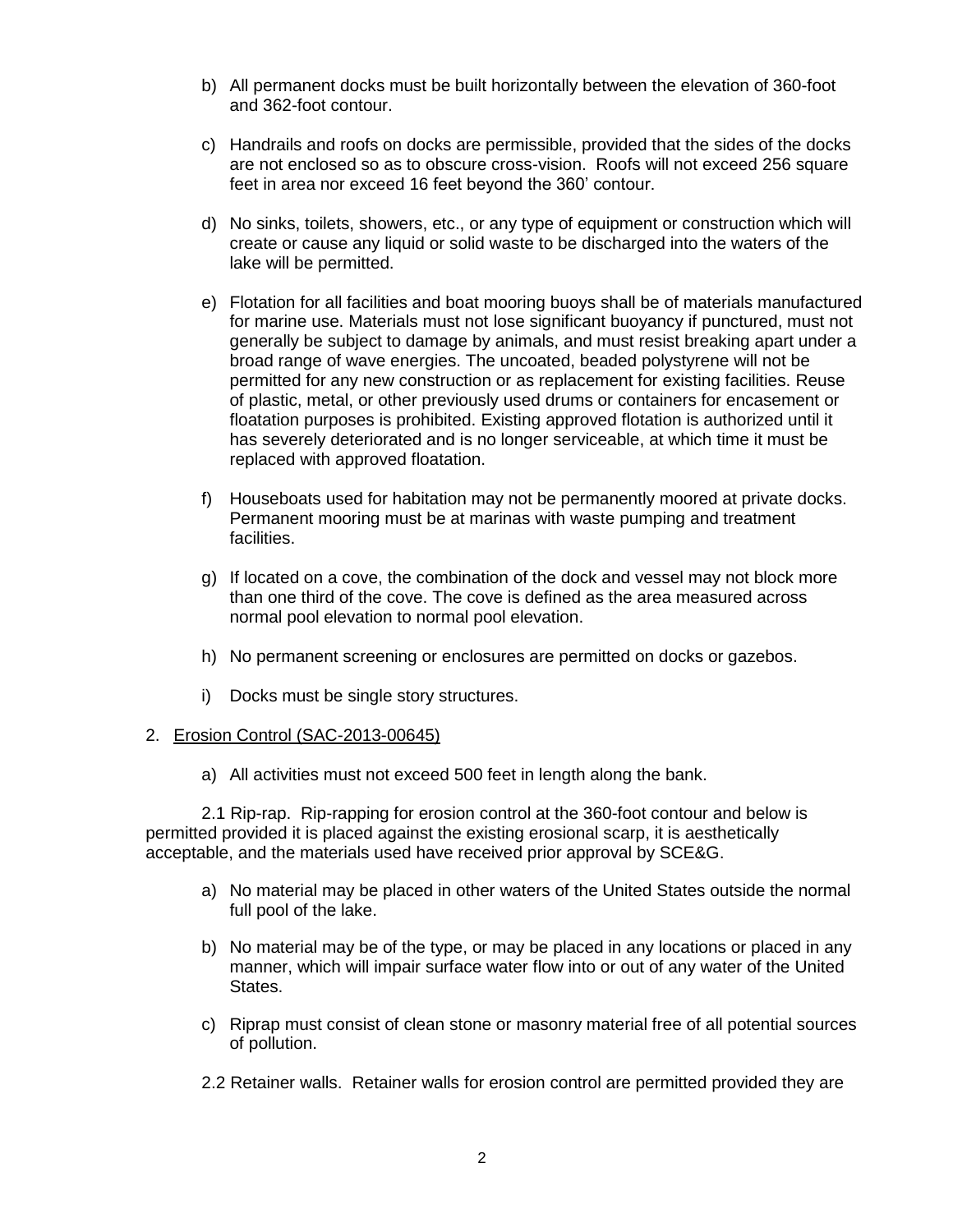b) All permanent docks must be built horizontally between the elevation of 360-foot and 362-foot contour.

c) Handrails and roofs on docks are permissible, provided that the sides of the docks are not enclosed so as to obscure cross-vision. Roofs will not exceed 256 square feet in area nor exceed 16 feet beyond the 360' contour.

d) No sinks, toilets, showers, etc., or any type of equipment or construction which will create or cause any liquid or solid waste to be discharged into the waters of the lake will be permitted.

e) Flotation for all facilities and boat mooring buoys shall be of materials manufactured for marine use. Materials must not lose significant buoyancy if punctured, must not generally be subject to damage by animals, and must resist breaking apart under a broad range of wave energies. The uncoated, beaded polystyrene will not be permitted for any new construction or as replacement for existing facilities. Reuse of plastic, metal, or other previously used drums or containers for encasement or floatation purposes is prohibited. Existing approved flotation is authorized until it has severely deteriorated and is no longer serviceable, at which time it must be replaced with approved floatation.

f) Houseboats used for habitation may not be permanently moored at private docks. Permanent mooring must be at marinas with waste pumping and treatment facilities.

g) If located on a cove, the combination of the dock and vessel may not block more than one third of the cove. The cove is defined as the area measured across normal pool elevation to normal pool elevation.

h) No permanent screening or enclosures are permitted on docks or gazebos.

i) Docks must be single story structures.

2. <u>Erosion Control (SAC-2013-00645)</u>

a) All activities must not exceed 500 feet in length along the bank.

2.1 Rip-rap. Rip-rapping for erosion control at the 360-foot contour and below is permitted provided it is placed against the existing erosional scarp, it is aesthetically acceptable, and the materials used have received prior approval by SCE&G.

a) No material may be placed in other waters of the United States outside the normal full pool of the lake.

b) No material may be of the type, or may be placed in any locations or placed in any manner, which will impair surface water flow into or out of any water of the United States.

c) Riprap must consist of clean stone or masonry material free of all potential sources of pollution.

2.2 Retainer walls. Retainer walls for erosion control are permitted provided they are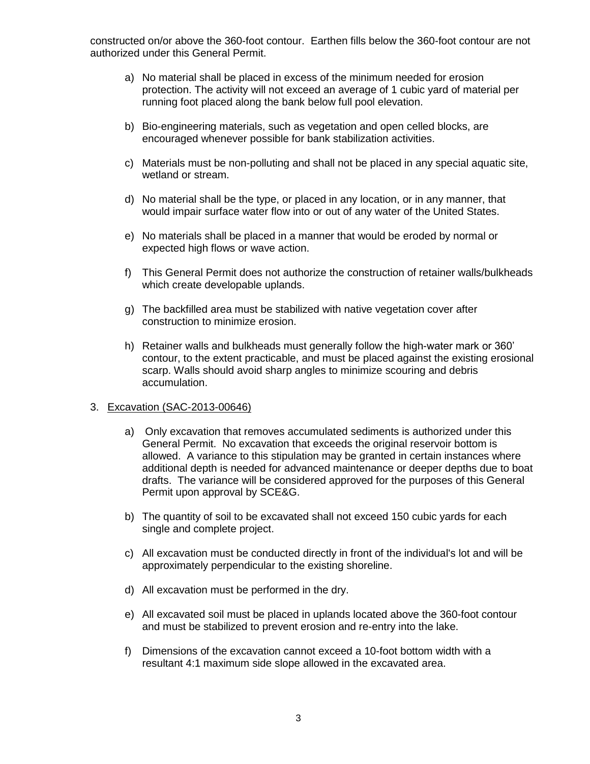constructed on/or above the 360-foot contour. Earthen fills below the 360-foot contour are not authorized under this General Permit.

a) No material shall be placed in excess of the minimum needed for erosion protection. The activity will not exceed an average of 1 cubic yard of material per running foot placed along the bank below full pool elevation.

b) Bio-engineering materials, such as vegetation and open celled blocks, are encouraged whenever possible for bank stabilization activities.

c) Materials must be non-polluting and shall not be placed in any special aquatic site, wetland or stream.

d) No material shall be the type, or placed in any location, or in any manner, that would impair surface water flow into or out of any water of the United States.

e) No materials shall be placed in a manner that would be eroded by normal or expected high flows or wave action.

f) This General Permit does not authorize the construction of retainer walls/bulkheads which create developable uplands.

g) The backfilled area must be stabilized with native vegetation cover after construction to minimize erosion.

h) Retainer walls and bulkheads must generally follow the high-water mark or 360' contour, to the extent practicable, and must be placed against the existing erosional scarp. Walls should avoid sharp angles to minimize scouring and debris accumulation.

3. Excavation (SAC-2013-00646)

a) Only excavation that removes accumulated sediments is authorized under this General Permit. No excavation that exceeds the original reservoir bottom is allowed. A variance to this stipulation may be granted in certain instances where additional depth is needed for advanced maintenance or deeper depths due to boat drafts. The variance will be considered approved for the purposes of this General Permit upon approval by SCE&G.

b) The quantity of soil to be excavated shall not exceed 150 cubic yards for each single and complete project.

c) All excavation must be conducted directly in front of the individual's lot and will be approximately perpendicular to the existing shoreline.

d) All excavation must be performed in the dry.

e) All excavated soil must be placed in uplands located above the 360-foot contour and must be stabilized to prevent erosion and re-entry into the lake.

f) Dimensions of the excavation cannot exceed a 10-foot bottom width with a resultant 4:1 maximum side slope allowed in the excavated area.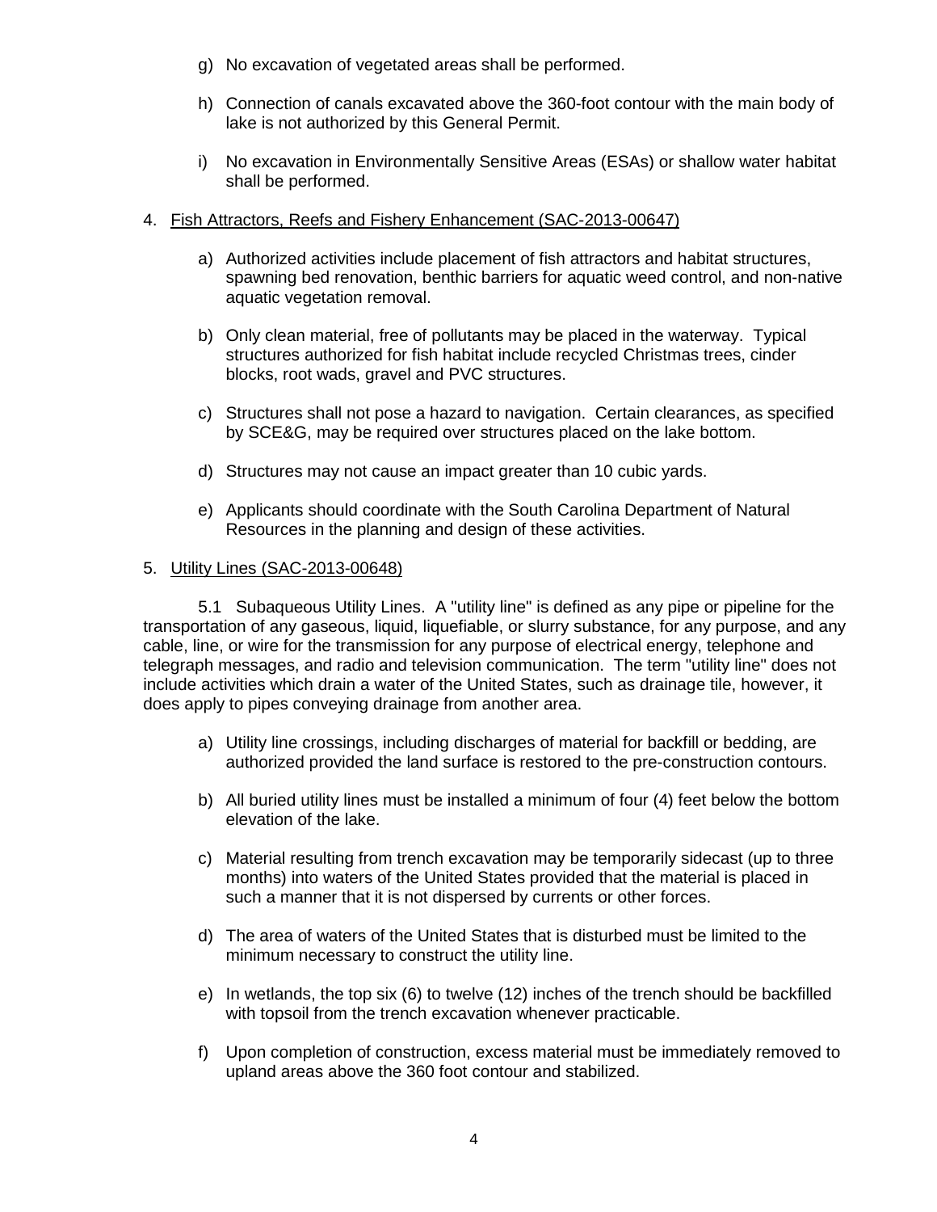g) No excavation of vegetated areas shall be performed.

h) Connection of canals excavated above the 360-foot contour with the main body of lake is not authorized by this General Permit.

i) No excavation in Environmentally Sensitive Areas (ESAs) or shallow water habitat shall be performed.

4. Fish Attractors, Reefs and Fishery Enhancement (SAC-2013-00647)

   a) Authorized activities include placement of fish attractors and habitat structures, spawning bed renovation, benthic barriers for aquatic weed control, and non-native aquatic vegetation removal.

   b) Only clean material, free of pollutants may be placed in the waterway. Typical structures authorized for fish habitat include recycled Christmas trees, cinder blocks, root wads, gravel and PVC structures.

   c) Structures shall not pose a hazard to navigation. Certain clearances, as specified by SCE&G, may be required over structures placed on the lake bottom.

   d) Structures may not cause an impact greater than 10 cubic yards.

   e) Applicants should coordinate with the South Carolina Department of Natural Resources in the planning and design of these activities.

5. Utility Lines (SAC-2013-00648)

5.1 Subaqueous Utility Lines. A "utility line" is defined as any pipe or pipeline for the transportation of any gaseous, liquid, liquefiable, or slurry substance, for any purpose, and any cable, line, or wire for the transmission for any purpose of electrical energy, telephone and telegraph messages, and radio and television communication. The term "utility line" does not include activities which drain a water of the United States, such as drainage tile, however, it does apply to pipes conveying drainage from another area.

   a) Utility line crossings, including discharges of material for backfill or bedding, are authorized provided the land surface is restored to the pre-construction contours.

   b) All buried utility lines must be installed a minimum of four (4) feet below the bottom elevation of the lake.

   c) Material resulting from trench excavation may be temporarily sidecast (up to three months) into waters of the United States provided that the material is placed in such a manner that it is not dispersed by currents or other forces.

   d) The area of waters of the United States that is disturbed must be limited to the minimum necessary to construct the utility line.

   e) In wetlands, the top six (6) to twelve (12) inches of the trench should be backfilled with topsoil from the trench excavation whenever practicable.

   f) Upon completion of construction, excess material must be immediately removed to upland areas above the 360 foot contour and stabilized.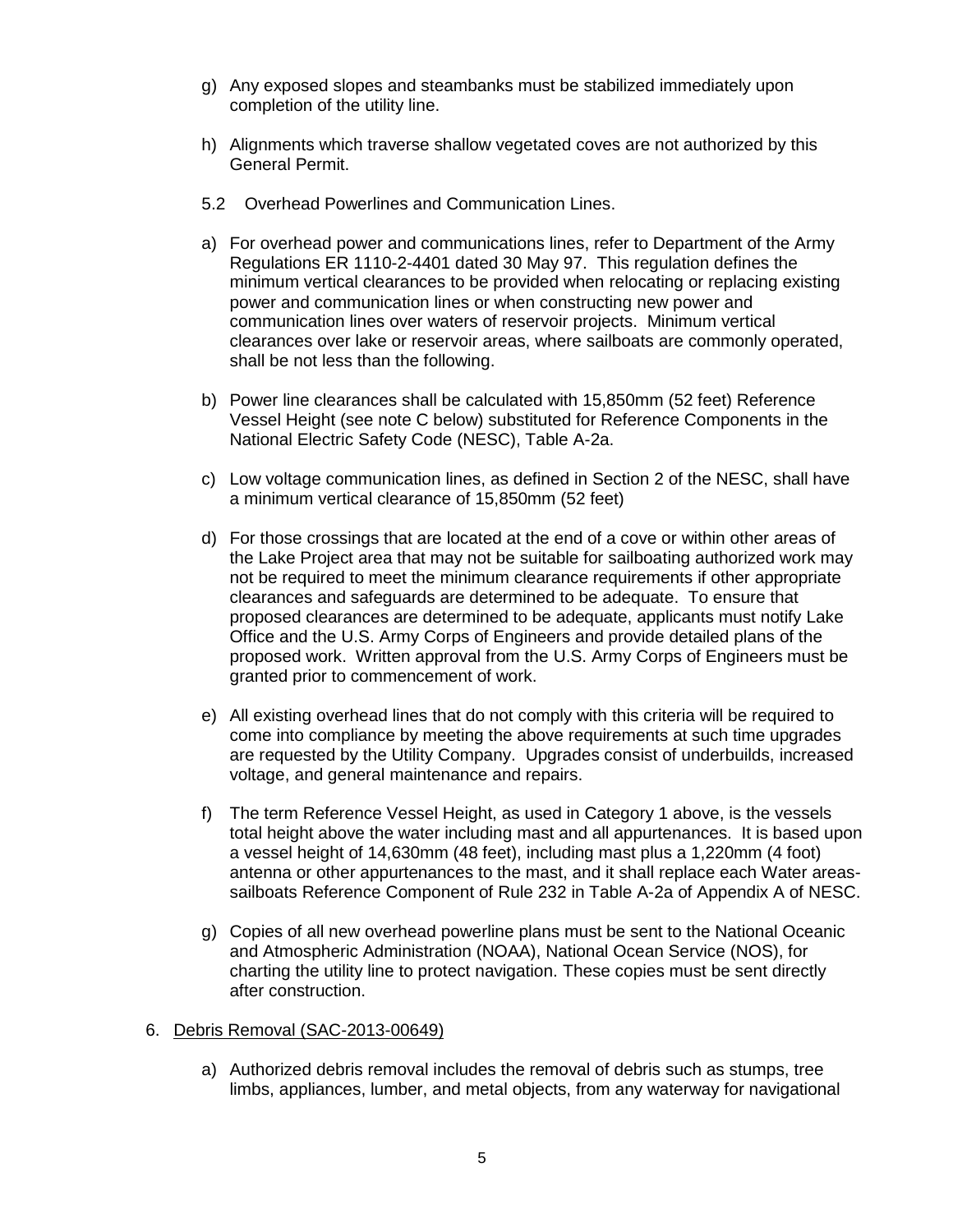g) Any exposed slopes and steambanks must be stabilized immediately upon completion of the utility line.

h) Alignments which traverse shallow vegetated coves are not authorized by this General Permit.

5.2 Overhead Powerlines and Communication Lines.

a) For overhead power and communications lines, refer to Department of the Army Regulations ER 1110-2-4401 dated 30 May 97. This regulation defines the minimum vertical clearances to be provided when relocating or replacing existing power and communication lines or when constructing new power and communication lines over waters of reservoir projects. Minimum vertical clearances over lake or reservoir areas, where sailboats are commonly operated, shall be not less than the following.

b) Power line clearances shall be calculated with 15,850mm (52 feet) Reference Vessel Height (see note C below) substituted for Reference Components in the National Electric Safety Code (NESC), Table A-2a.

c) Low voltage communication lines, as defined in Section 2 of the NESC, shall have a minimum vertical clearance of 15,850mm (52 feet)

d) For those crossings that are located at the end of a cove or within other areas of the Lake Project area that may not be suitable for sailboating authorized work may not be required to meet the minimum clearance requirements if other appropriate clearances and safeguards are determined to be adequate. To ensure that proposed clearances are determined to be adequate, applicants must notify Lake Office and the U.S. Army Corps of Engineers and provide detailed plans of the proposed work. Written approval from the U.S. Army Corps of Engineers must be granted prior to commencement of work.

e) All existing overhead lines that do not comply with this criteria will be required to come into compliance by meeting the above requirements at such time upgrades are requested by the Utility Company. Upgrades consist of underbuilds, increased voltage, and general maintenance and repairs.

f) The term Reference Vessel Height, as used in Category 1 above, is the vessels total height above the water including mast and all appurtenances. It is based upon a vessel height of 14,630mm (48 feet), including mast plus a 1,220mm (4 foot) antenna or other appurtenances to the mast, and it shall replace each Water areas-sailboats Reference Component of Rule 232 in Table A-2a of Appendix A of NESC.

g) Copies of all new overhead powerline plans must be sent to the National Oceanic and Atmospheric Administration (NOAA), National Ocean Service (NOS), for charting the utility line to protect navigation. These copies must be sent directly after construction.

6. <u>Debris Removal (SAC-2013-00649)</u>

a) Authorized debris removal includes the removal of debris such as stumps, tree limbs, appliances, lumber, and metal objects, from any waterway for navigational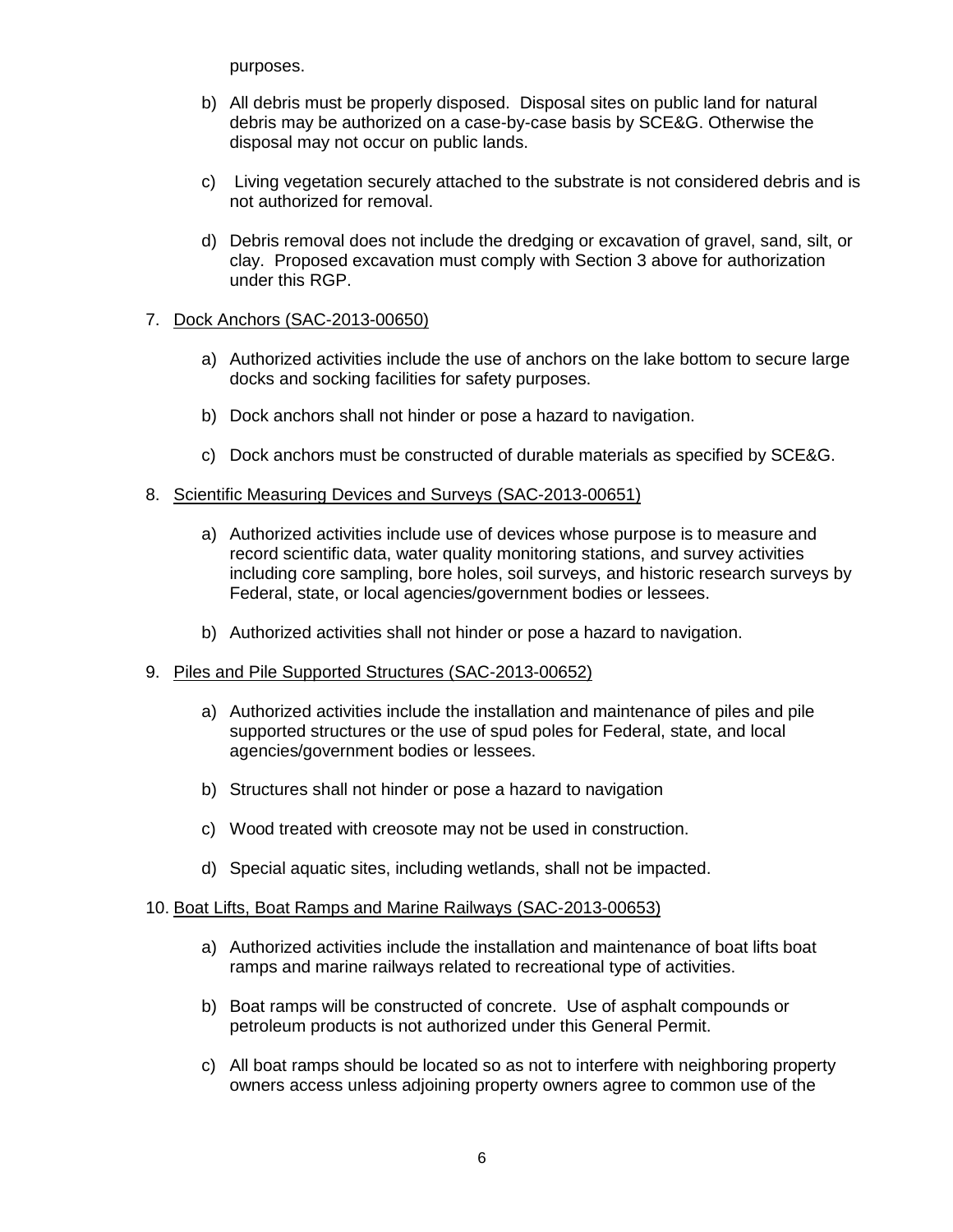purposes.

b) All debris must be properly disposed. Disposal sites on public land for natural debris may be authorized on a case-by-case basis by SCE&G. Otherwise the disposal may not occur on public lands.

c) Living vegetation securely attached to the substrate is not considered debris and is not authorized for removal.

d) Debris removal does not include the dredging or excavation of gravel, sand, silt, or clay. Proposed excavation must comply with Section 3 above for authorization under this RGP.

7. <u>Dock Anchors (SAC-2013-00650)</u>

a) Authorized activities include the use of anchors on the lake bottom to secure large docks and socking facilities for safety purposes.

b) Dock anchors shall not hinder or pose a hazard to navigation.

c) Dock anchors must be constructed of durable materials as specified by SCE&G.

8. <u>Scientific Measuring Devices and Surveys (SAC-2013-00651)</u>

a) Authorized activities include use of devices whose purpose is to measure and record scientific data, water quality monitoring stations, and survey activities including core sampling, bore holes, soil surveys, and historic research surveys by Federal, state, or local agencies/government bodies or lessees.

b) Authorized activities shall not hinder or pose a hazard to navigation.

9. <u>Piles and Pile Supported Structures (SAC-2013-00652)</u>

a) Authorized activities include the installation and maintenance of piles and pile supported structures or the use of spud poles for Federal, state, and local agencies/government bodies or lessees.

b) Structures shall not hinder or pose a hazard to navigation

c) Wood treated with creosote may not be used in construction.

d) Special aquatic sites, including wetlands, shall not be impacted.

10. <u>Boat Lifts, Boat Ramps and Marine Railways (SAC-2013-00653)</u>

a) Authorized activities include the installation and maintenance of boat lifts boat ramps and marine railways related to recreational type of activities.

b) Boat ramps will be constructed of concrete. Use of asphalt compounds or petroleum products is not authorized under this General Permit.

c) All boat ramps should be located so as not to interfere with neighboring property owners access unless adjoining property owners agree to common use of the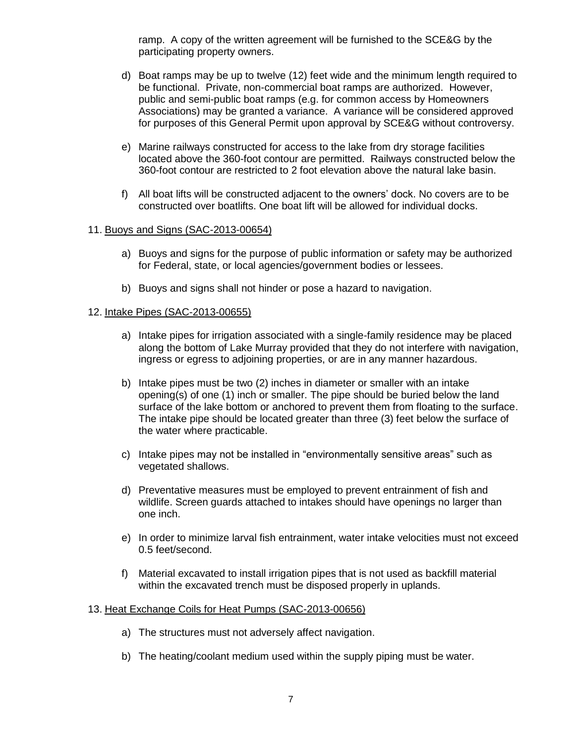ramp. A copy of the written agreement will be furnished to the SCE&G by the participating property owners.

d) Boat ramps may be up to twelve (12) feet wide and the minimum length required to be functional. Private, non-commercial boat ramps are authorized. However, public and semi-public boat ramps (e.g. for common access by Homeowners Associations) may be granted a variance. A variance will be considered approved for purposes of this General Permit upon approval by SCE&G without controversy.

e) Marine railways constructed for access to the lake from dry storage facilities located above the 360-foot contour are permitted. Railways constructed below the 360-foot contour are restricted to 2 foot elevation above the natural lake basin.

f) All boat lifts will be constructed adjacent to the owners' dock. No covers are to be constructed over boatlifts. One boat lift will be allowed for individual docks.

11. <u>Buoys and Signs (SAC-2013-00654)</u>

a) Buoys and signs for the purpose of public information or safety may be authorized for Federal, state, or local agencies/government bodies or lessees.

b) Buoys and signs shall not hinder or pose a hazard to navigation.

12. <u>Intake Pipes (SAC-2013-00655)</u>

a) Intake pipes for irrigation associated with a single-family residence may be placed along the bottom of Lake Murray provided that they do not interfere with navigation, ingress or egress to adjoining properties, or are in any manner hazardous.

b) Intake pipes must be two (2) inches in diameter or smaller with an intake opening(s) of one (1) inch or smaller. The pipe should be buried below the land surface of the lake bottom or anchored to prevent them from floating to the surface. The intake pipe should be located greater than three (3) feet below the surface of the water where practicable.

c) Intake pipes may not be installed in "environmentally sensitive areas" such as vegetated shallows.

d) Preventative measures must be employed to prevent entrainment of fish and wildlife. Screen guards attached to intakes should have openings no larger than one inch.

e) In order to minimize larval fish entrainment, water intake velocities must not exceed 0.5 feet/second.

f) Material excavated to install irrigation pipes that is not used as backfill material within the excavated trench must be disposed properly in uplands.

13. <u>Heat Exchange Coils for Heat Pumps (SAC-2013-00656)</u>

a) The structures must not adversely affect navigation.

b) The heating/coolant medium used within the supply piping must be water.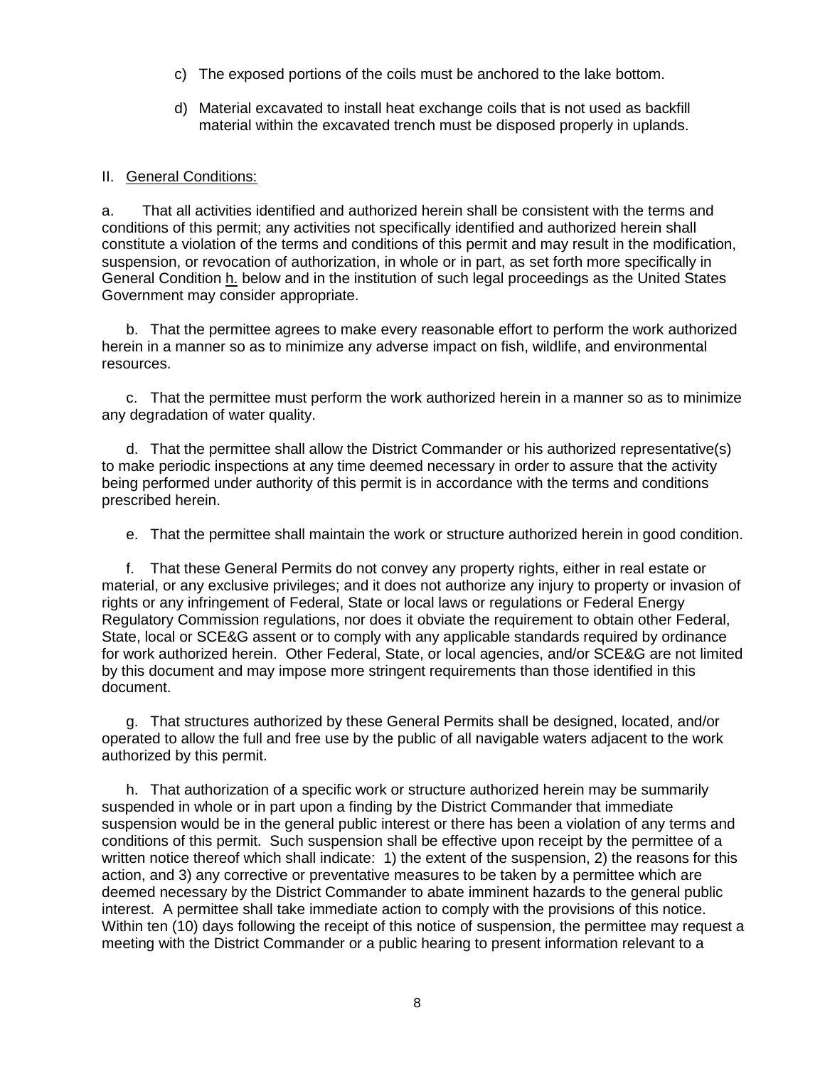c) The exposed portions of the coils must be anchored to the lake bottom.

d) Material excavated to install heat exchange coils that is not used as backfill material within the excavated trench must be disposed properly in uplands.

II. <u>General Conditions:</u>

a. That all activities identified and authorized herein shall be consistent with the terms and conditions of this permit; any activities not specifically identified and authorized herein shall constitute a violation of the terms and conditions of this permit and may result in the modification, suspension, or revocation of authorization, in whole or in part, as set forth more specifically in General Condition <u>h.</u> below and in the institution of such legal proceedings as the United States Government may consider appropriate.

b. That the permittee agrees to make every reasonable effort to perform the work authorized herein in a manner so as to minimize any adverse impact on fish, wildlife, and environmental resources.

c. That the permittee must perform the work authorized herein in a manner so as to minimize any degradation of water quality.

d. That the permittee shall allow the District Commander or his authorized representative(s) to make periodic inspections at any time deemed necessary in order to assure that the activity being performed under authority of this permit is in accordance with the terms and conditions prescribed herein.

e. That the permittee shall maintain the work or structure authorized herein in good condition.

f. That these General Permits do not convey any property rights, either in real estate or material, or any exclusive privileges; and it does not authorize any injury to property or invasion of rights or any infringement of Federal, State or local laws or regulations or Federal Energy Regulatory Commission regulations, nor does it obviate the requirement to obtain other Federal, State, local or SCE&G assent or to comply with any applicable standards required by ordinance for work authorized herein. Other Federal, State, or local agencies, and/or SCE&G are not limited by this document and may impose more stringent requirements than those identified in this document.

g. That structures authorized by these General Permits shall be designed, located, and/or operated to allow the full and free use by the public of all navigable waters adjacent to the work authorized by this permit.

h. That authorization of a specific work or structure authorized herein may be summarily suspended in whole or in part upon a finding by the District Commander that immediate suspension would be in the general public interest or there has been a violation of any terms and conditions of this permit. Such suspension shall be effective upon receipt by the permittee of a written notice thereof which shall indicate: 1) the extent of the suspension, 2) the reasons for this action, and 3) any corrective or preventative measures to be taken by a permittee which are deemed necessary by the District Commander to abate imminent hazards to the general public interest. A permittee shall take immediate action to comply with the provisions of this notice. Within ten (10) days following the receipt of this notice of suspension, the permittee may request a meeting with the District Commander or a public hearing to present information relevant to a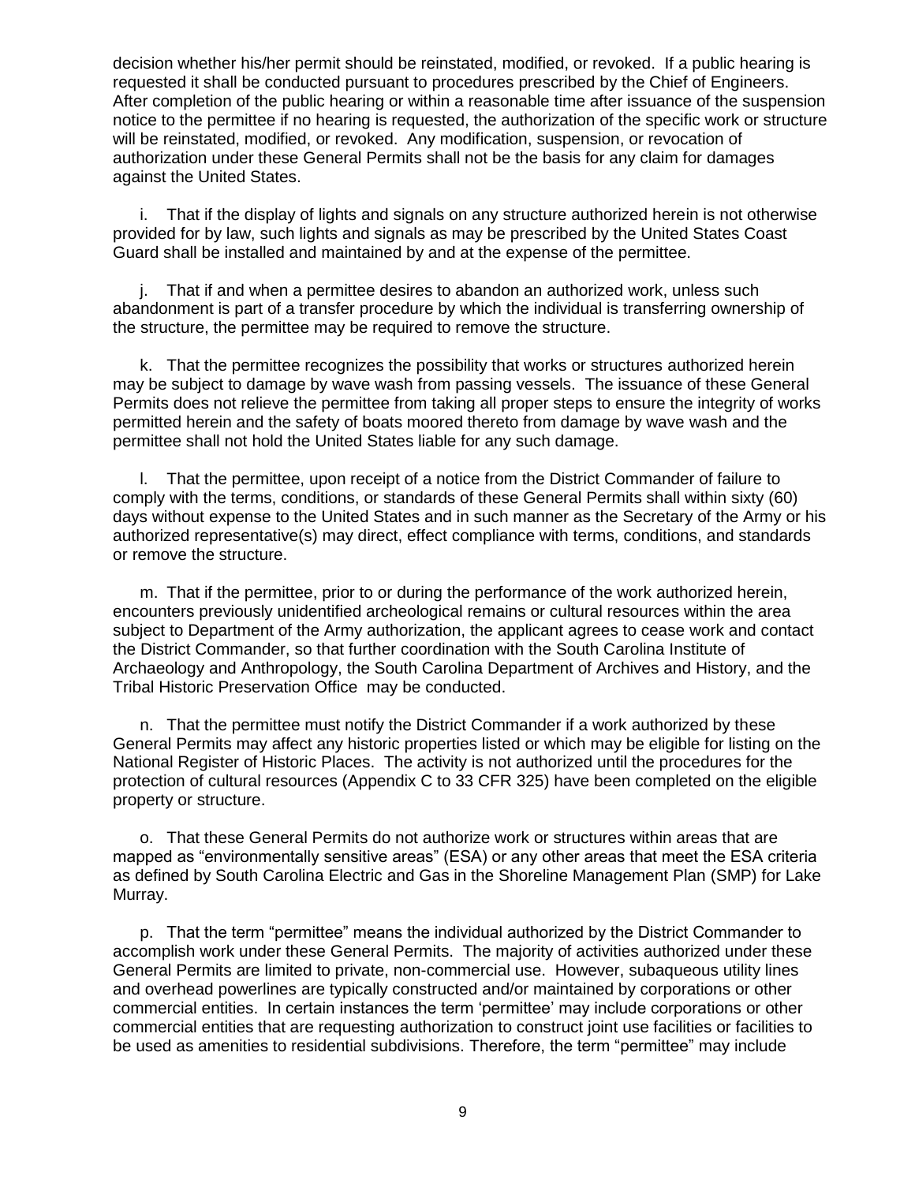decision whether his/her permit should be reinstated, modified, or revoked. If a public hearing is requested it shall be conducted pursuant to procedures prescribed by the Chief of Engineers. After completion of the public hearing or within a reasonable time after issuance of the suspension notice to the permittee if no hearing is requested, the authorization of the specific work or structure will be reinstated, modified, or revoked. Any modification, suspension, or revocation of authorization under these General Permits shall not be the basis for any claim for damages against the United States.

i. That if the display of lights and signals on any structure authorized herein is not otherwise provided for by law, such lights and signals as may be prescribed by the United States Coast Guard shall be installed and maintained by and at the expense of the permittee.

j. That if and when a permittee desires to abandon an authorized work, unless such abandonment is part of a transfer procedure by which the individual is transferring ownership of the structure, the permittee may be required to remove the structure.

k. That the permittee recognizes the possibility that works or structures authorized herein may be subject to damage by wave wash from passing vessels. The issuance of these General Permits does not relieve the permittee from taking all proper steps to ensure the integrity of works permitted herein and the safety of boats moored thereto from damage by wave wash and the permittee shall not hold the United States liable for any such damage.

l. That the permittee, upon receipt of a notice from the District Commander of failure to comply with the terms, conditions, or standards of these General Permits shall within sixty (60) days without expense to the United States and in such manner as the Secretary of the Army or his authorized representative(s) may direct, effect compliance with terms, conditions, and standards or remove the structure.

m. That if the permittee, prior to or during the performance of the work authorized herein, encounters previously unidentified archeological remains or cultural resources within the area subject to Department of the Army authorization, the applicant agrees to cease work and contact the District Commander, so that further coordination with the South Carolina Institute of Archaeology and Anthropology, the South Carolina Department of Archives and History, and the Tribal Historic Preservation Office may be conducted.

n. That the permittee must notify the District Commander if a work authorized by these General Permits may affect any historic properties listed or which may be eligible for listing on the National Register of Historic Places. The activity is not authorized until the procedures for the protection of cultural resources (Appendix C to 33 CFR 325) have been completed on the eligible property or structure.

o. That these General Permits do not authorize work or structures within areas that are mapped as "environmentally sensitive areas" (ESA) or any other areas that meet the ESA criteria as defined by South Carolina Electric and Gas in the Shoreline Management Plan (SMP) for Lake Murray.

p. That the term "permittee" means the individual authorized by the District Commander to accomplish work under these General Permits. The majority of activities authorized under these General Permits are limited to private, non-commercial use. However, subaqueous utility lines and overhead powerlines are typically constructed and/or maintained by corporations or other commercial entities. In certain instances the term 'permittee' may include corporations or other commercial entities that are requesting authorization to construct joint use facilities or facilities to be used as amenities to residential subdivisions. Therefore, the term "permittee" may include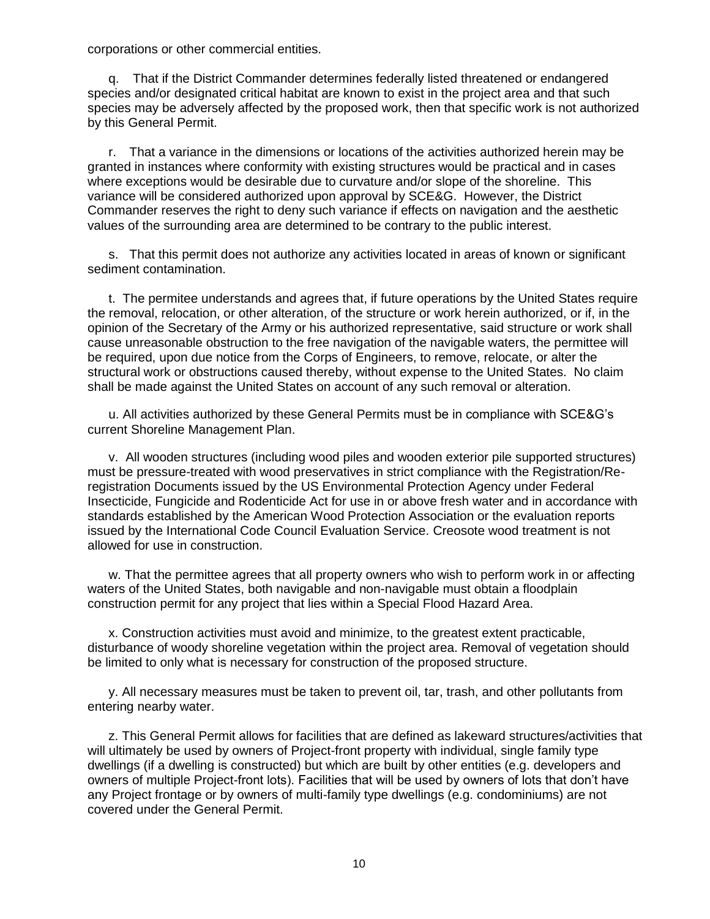corporations or other commercial entities.

q. That if the District Commander determines federally listed threatened or endangered species and/or designated critical habitat are known to exist in the project area and that such species may be adversely affected by the proposed work, then that specific work is not authorized by this General Permit.

r. That a variance in the dimensions or locations of the activities authorized herein may be granted in instances where conformity with existing structures would be practical and in cases where exceptions would be desirable due to curvature and/or slope of the shoreline. This variance will be considered authorized upon approval by SCE&G. However, the District Commander reserves the right to deny such variance if effects on navigation and the aesthetic values of the surrounding area are determined to be contrary to the public interest.

s. That this permit does not authorize any activities located in areas of known or significant sediment contamination.

t. The permitee understands and agrees that, if future operations by the United States require the removal, relocation, or other alteration, of the structure or work herein authorized, or if, in the opinion of the Secretary of the Army or his authorized representative, said structure or work shall cause unreasonable obstruction to the free navigation of the navigable waters, the permittee will be required, upon due notice from the Corps of Engineers, to remove, relocate, or alter the structural work or obstructions caused thereby, without expense to the United States. No claim shall be made against the United States on account of any such removal or alteration.

u. All activities authorized by these General Permits must be in compliance with SCE&G's current Shoreline Management Plan.

v. All wooden structures (including wood piles and wooden exterior pile supported structures) must be pressure-treated with wood preservatives in strict compliance with the Registration/Re-registration Documents issued by the US Environmental Protection Agency under Federal Insecticide, Fungicide and Rodenticide Act for use in or above fresh water and in accordance with standards established by the American Wood Protection Association or the evaluation reports issued by the International Code Council Evaluation Service. Creosote wood treatment is not allowed for use in construction.

w. That the permittee agrees that all property owners who wish to perform work in or affecting waters of the United States, both navigable and non-navigable must obtain a floodplain construction permit for any project that lies within a Special Flood Hazard Area.

x. Construction activities must avoid and minimize, to the greatest extent practicable, disturbance of woody shoreline vegetation within the project area. Removal of vegetation should be limited to only what is necessary for construction of the proposed structure.

y. All necessary measures must be taken to prevent oil, tar, trash, and other pollutants from entering nearby water.

z. This General Permit allows for facilities that are defined as lakeward structures/activities that will ultimately be used by owners of Project-front property with individual, single family type dwellings (if a dwelling is constructed) but which are built by other entities (e.g. developers and owners of multiple Project-front lots). Facilities that will be used by owners of lots that don't have any Project frontage or by owners of multi-family type dwellings (e.g. condominiums) are not covered under the General Permit.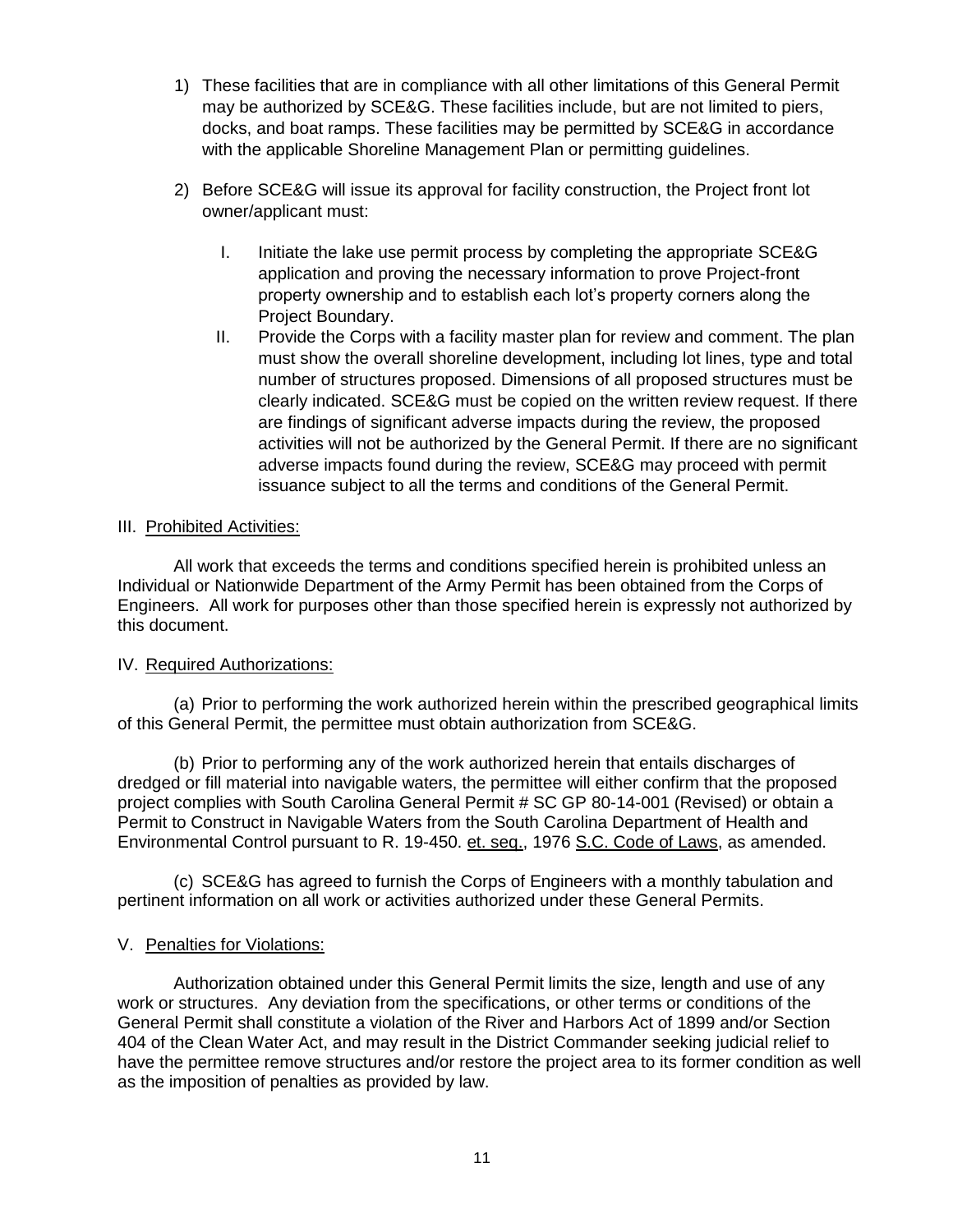1) These facilities that are in compliance with all other limitations of this General Permit may be authorized by SCE&G. These facilities include, but are not limited to piers, docks, and boat ramps. These facilities may be permitted by SCE&G in accordance with the applicable Shoreline Management Plan or permitting guidelines.

2) Before SCE&G will issue its approval for facility construction, the Project front lot owner/applicant must:

   I. Initiate the lake use permit process by completing the appropriate SCE&G application and proving the necessary information to prove Project-front property ownership and to establish each lot's property corners along the Project Boundary.

   II. Provide the Corps with a facility master plan for review and comment. The plan must show the overall shoreline development, including lot lines, type and total number of structures proposed. Dimensions of all proposed structures must be clearly indicated. SCE&G must be copied on the written review request. If there are findings of significant adverse impacts during the review, the proposed activities will not be authorized by the General Permit. If there are no significant adverse impacts found during the review, SCE&G may proceed with permit issuance subject to all the terms and conditions of the General Permit.

## III. Prohibited Activities:

All work that exceeds the terms and conditions specified herein is prohibited unless an Individual or Nationwide Department of the Army Permit has been obtained from the Corps of Engineers. All work for purposes other than those specified herein is expressly not authorized by this document.

## IV. Required Authorizations:

(a) Prior to performing the work authorized herein within the prescribed geographical limits of this General Permit, the permittee must obtain authorization from SCE&G.

(b) Prior to performing any of the work authorized herein that entails discharges of dredged or fill material into navigable waters, the permittee will either confirm that the proposed project complies with South Carolina General Permit # SC GP 80-14-001 (Revised) or obtain a Permit to Construct in Navigable Waters from the South Carolina Department of Health and Environmental Control pursuant to R. 19-450. et. seq., 1976 S.C. Code of Laws, as amended.

(c) SCE&G has agreed to furnish the Corps of Engineers with a monthly tabulation and pertinent information on all work or activities authorized under these General Permits.

## V. Penalties for Violations:

Authorization obtained under this General Permit limits the size, length and use of any work or structures. Any deviation from the specifications, or other terms or conditions of the General Permit shall constitute a violation of the River and Harbors Act of 1899 and/or Section 404 of the Clean Water Act, and may result in the District Commander seeking judicial relief to have the permittee remove structures and/or restore the project area to its former condition as well as the imposition of penalties as provided by law.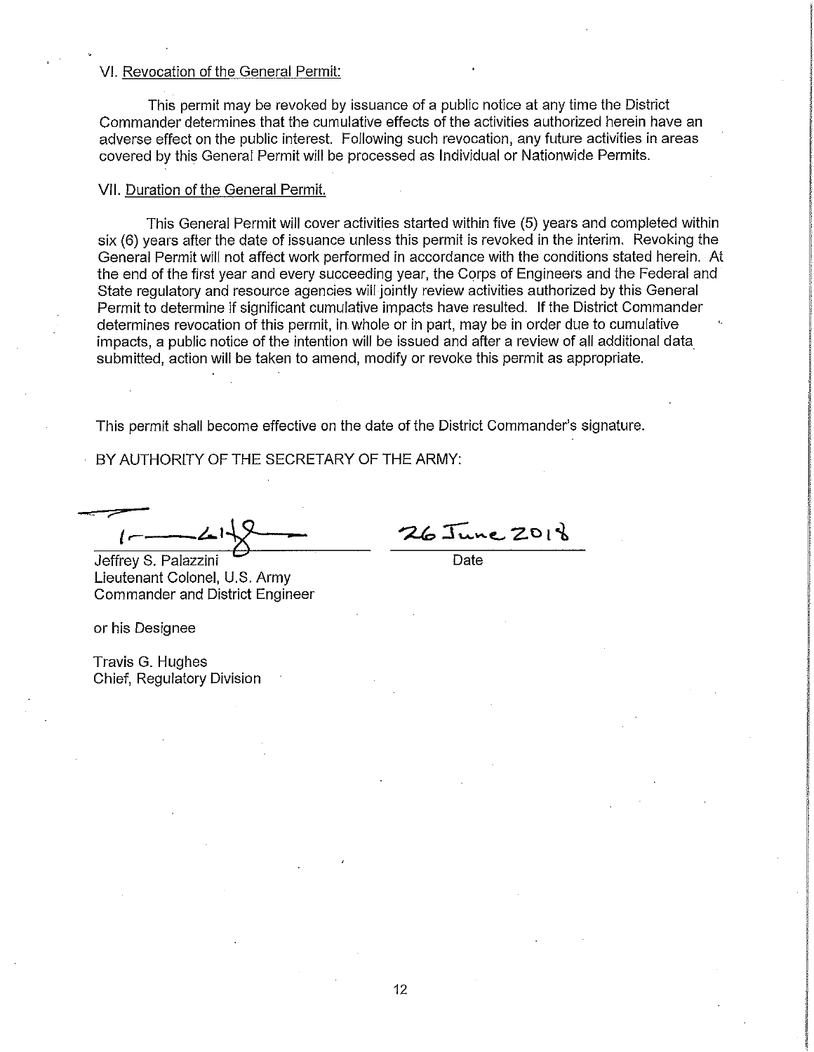VI. Revocation of the General Permit:

This permit may be revoked by issuance of a public notice at any time the District Commander determines that the cumulative effects of the activities authorized herein have an adverse effect on the public interest. Following such revocation, any future activities in areas covered by this General Permit will be processed as Individual or Nationwide Permits.

VII. Duration of the General Permit.

This General Permit will cover activities started within five (5) years and completed within six (6) years after the date of issuance unless this permit is revoked in the interim. Revoking the General Permit will not affect work performed in accordance with the conditions stated herein. At the end of the first year and every succeeding year, the Corps of Engineers and the Federal and State regulatory and resource agencies will jointly review activities authorized by this General Permit to determine if significant cumulative impacts have resulted. If the District Commander determines revocation of this permit, in whole or in part, may be in order due to cumulative impacts, a public notice of the intention will be issued and after a review of all additional data submitted, action will be taken to amend, modify or revoke this permit as appropriate.

This permit shall become effective on the date of the District Commander's signature.

BY AUTHORITY OF THE SECRETARY OF THE ARMY:

Jeffrey S. Palazzini
Lieutenant Colonel, U.S. Army
Commander and District Engineer

26 June 2018
Date

or his Designee

Travis G. Hughes
Chief, Regulatory Division